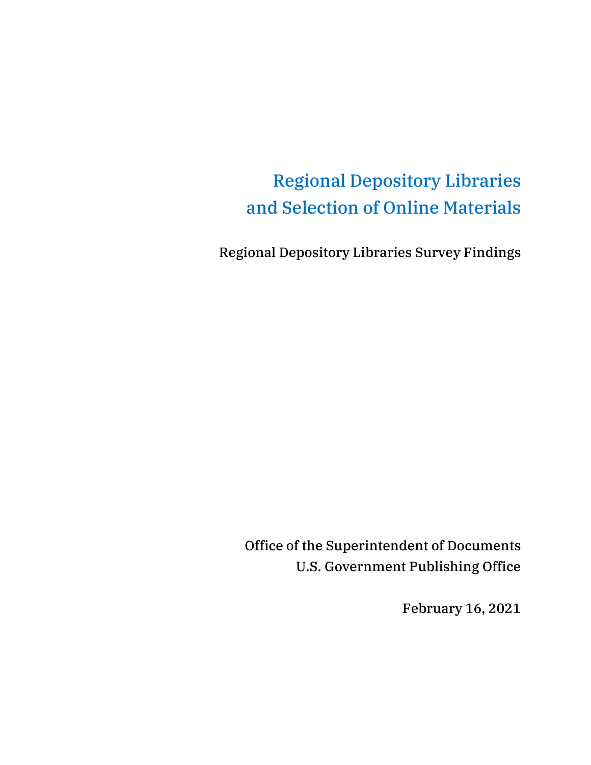# Regional Depository Libraries and Selection of Online Materials

Regional Depository Libraries Survey Findings

Office of the Superintendent of Documents
U.S. Government Publishing Office

February 16, 2021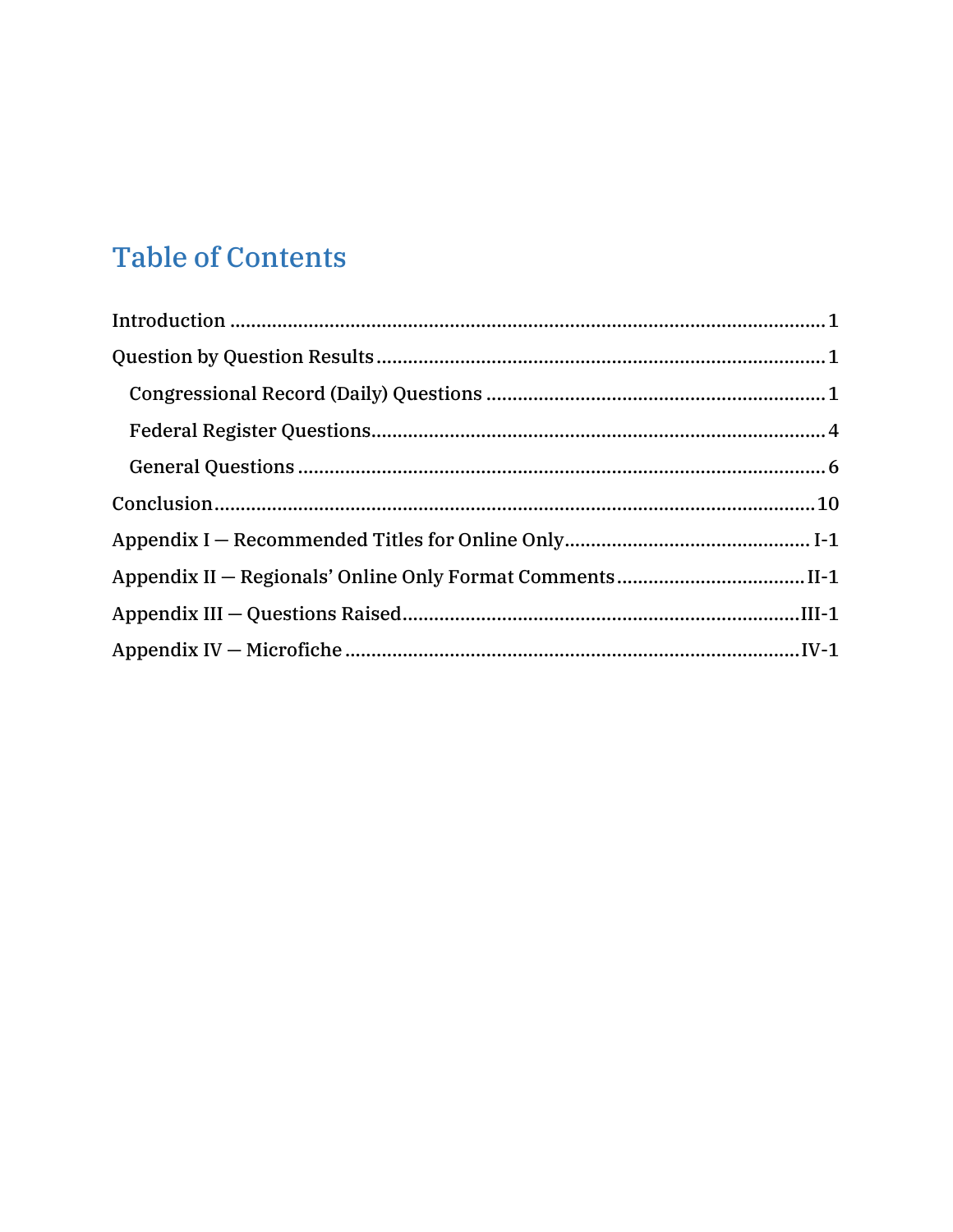# Table of Contents

Introduction ........................................................................................................ 1

Question by Question Results ............................................................................ 1

  Congressional Record (Daily) Questions ....................................................... 1

  Federal Register Questions............................................................................ 4

  General Questions ......................................................................................... 6

Conclusion........................................................................................................ 10

Appendix I — Recommended Titles for Online Only ...................................... I-1

Appendix II — Regionals' Online Only Format Comments ............................ II-1

Appendix III — Questions Raised ................................................................... III-1

Appendix IV — Microfiche ............................................................................. IV-1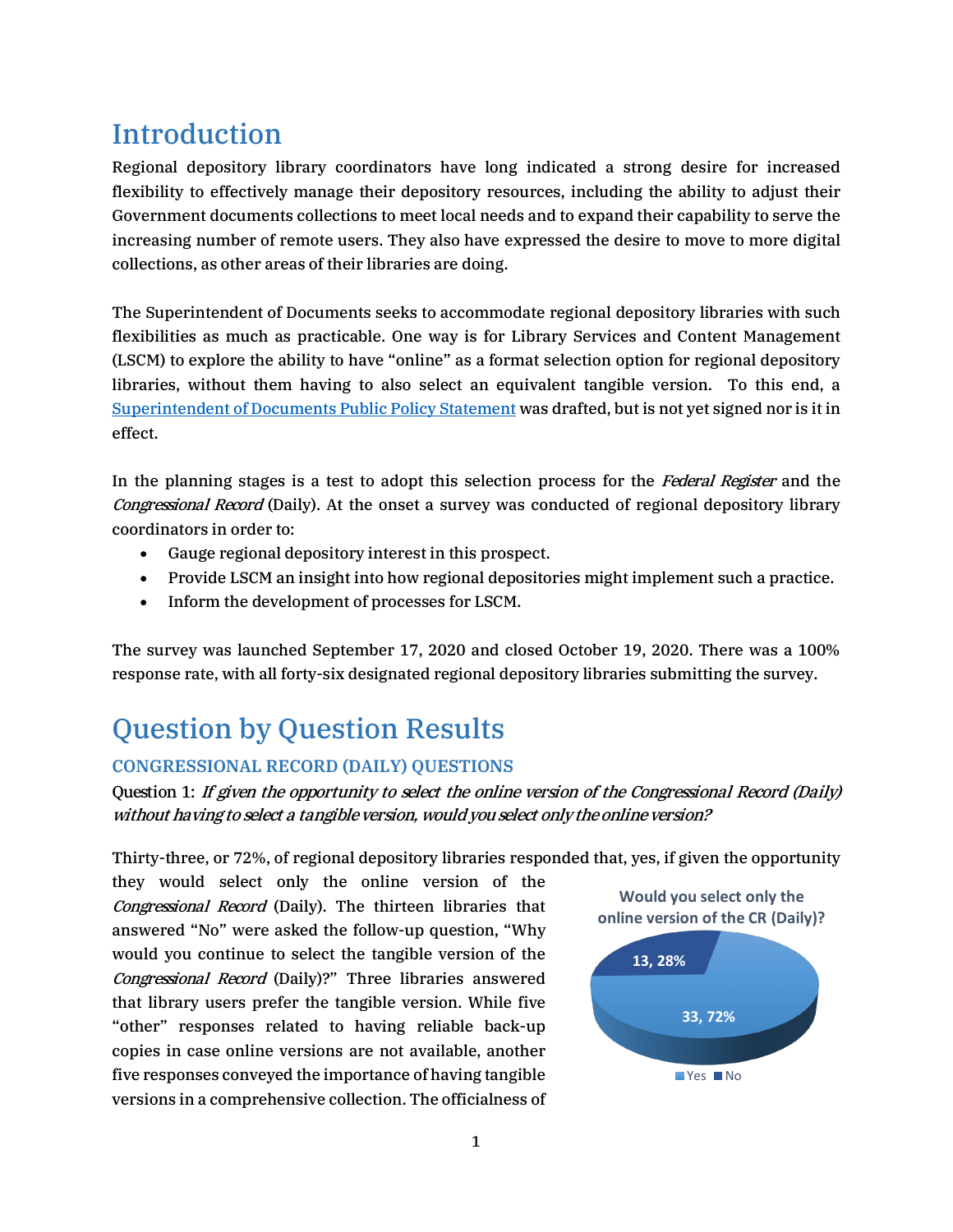# Introduction

Regional depository library coordinators have long indicated a strong desire for increased flexibility to effectively manage their depository resources, including the ability to adjust their Government documents collections to meet local needs and to expand their capability to serve the increasing number of remote users. They also have expressed the desire to move to more digital collections, as other areas of their libraries are doing.

The Superintendent of Documents seeks to accommodate regional depository libraries with such flexibilities as much as practicable. One way is for Library Services and Content Management (LSCM) to explore the ability to have "online" as a format selection option for regional depository libraries, without them having to also select an equivalent tangible version. To this end, a Superintendent of Documents Public Policy Statement was drafted, but is not yet signed nor is it in effect.

In the planning stages is a test to adopt this selection process for the *Federal Register* and the *Congressional Record* (Daily). At the onset a survey was conducted of regional depository library coordinators in order to:

- Gauge regional depository interest in this prospect.
- Provide LSCM an insight into how regional depositories might implement such a practice.
- Inform the development of processes for LSCM.

The survey was launched September 17, 2020 and closed October 19, 2020. There was a 100% response rate, with all forty-six designated regional depository libraries submitting the survey.

# Question by Question Results

### CONGRESSIONAL RECORD (DAILY) QUESTIONS

Question 1: *If given the opportunity to select the online version of the Congressional Record (Daily) without having to select a tangible version, would you select only the online version?*

Thirty-three, or 72%, of regional depository libraries responded that, yes, if given the opportunity they would select only the online version of the *Congressional Record* (Daily). The thirteen libraries that answered "No" were asked the follow-up question, "Why would you continue to select the tangible version of the *Congressional Record* (Daily)?" Three libraries answered that library users prefer the tangible version. While five "other" responses related to having reliable back-up copies in case online versions are not available, another five responses conveyed the importance of having tangible versions in a comprehensive collection. The officialness of

Would you select only the online version of the CR (Daily)?

13, 28%

33, 72%

Yes No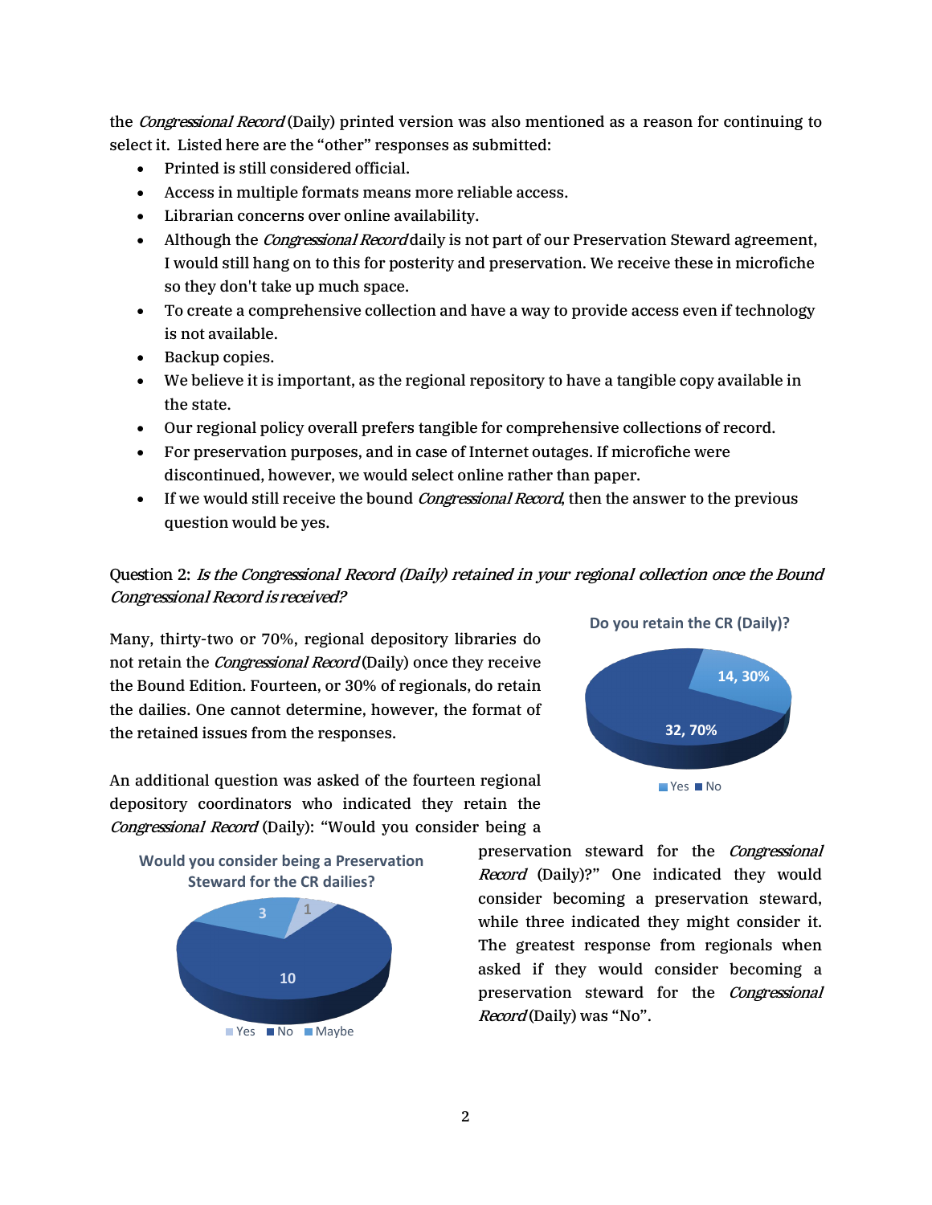the *Congressional Record* (Daily) printed version was also mentioned as a reason for continuing to select it. Listed here are the "other" responses as submitted:

- Printed is still considered official.
- Access in multiple formats means more reliable access.
- Librarian concerns over online availability.
- Although the *Congressional Record* daily is not part of our Preservation Steward agreement, I would still hang on to this for posterity and preservation. We receive these in microfiche so they don't take up much space.
- To create a comprehensive collection and have a way to provide access even if technology is not available.
- Backup copies.
- We believe it is important, as the regional repository to have a tangible copy available in the state.
- Our regional policy overall prefers tangible for comprehensive collections of record.
- For preservation purposes, and in case of Internet outages. If microfiche were discontinued, however, we would select online rather than paper.
- If we would still receive the bound *Congressional Record*, then the answer to the previous question would be yes.

Question 2: *Is the Congressional Record (Daily) retained in your regional collection once the Bound Congressional Record is received?*

Many, thirty-two or 70%, regional depository libraries do not retain the *Congressional Record* (Daily) once they receive the Bound Edition. Fourteen, or 30% of regionals, do retain the dailies. One cannot determine, however, the format of the retained issues from the responses.

Do you retain the CR (Daily)?

14, 30%

32, 70%

Yes No

An additional question was asked of the fourteen regional depository coordinators who indicated they retain the *Congressional Record* (Daily): "Would you consider being a preservation steward for the *Congressional Record* (Daily)?" One indicated they would consider becoming a preservation steward, while three indicated they might consider it. The greatest response from regionals when asked if they would consider becoming a preservation steward for the *Congressional Record* (Daily) was "No".

Would you consider being a Preservation Steward for the CR dailies?

3

1

10

Yes No Maybe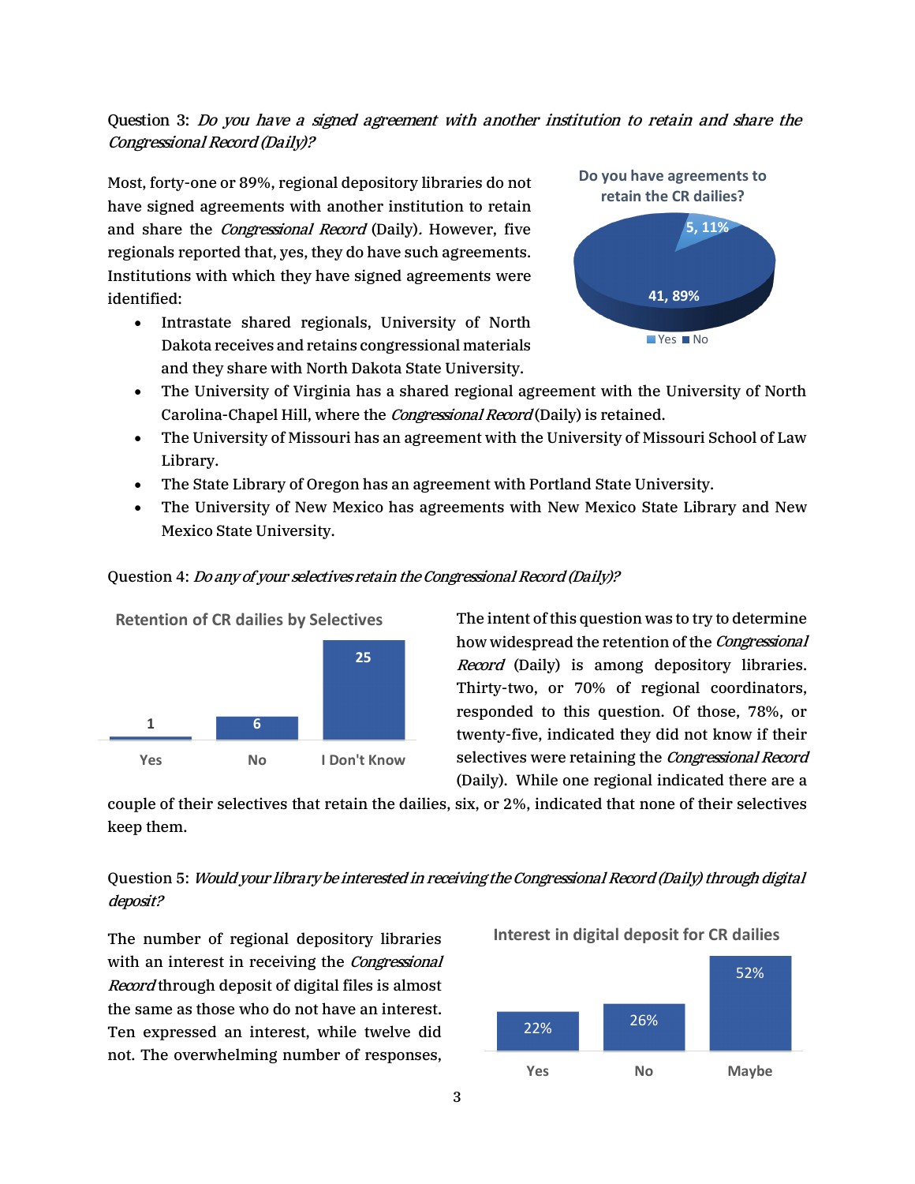Question 3: *Do you have a signed agreement with another institution to retain and share the Congressional Record (Daily)?*

Most, forty-one or 89%, regional depository libraries do not have signed agreements with another institution to retain and share the *Congressional Record* (Daily). However, five regionals reported that, yes, they do have such agreements. Institutions with which they have signed agreements were identified:

Do you have agreements to retain the CR dailies?

5, 11%

41, 89%

Yes No

- Intrastate shared regionals, University of North Dakota receives and retains congressional materials and they share with North Dakota State University.
- The University of Virginia has a shared regional agreement with the University of North Carolina-Chapel Hill, where the *Congressional Record* (Daily) is retained.
- The University of Missouri has an agreement with the University of Missouri School of Law Library.
- The State Library of Oregon has an agreement with Portland State University.
- The University of New Mexico has agreements with New Mexico State Library and New Mexico State University.

Question 4: *Do any of your selectives retain the Congressional Record (Daily)?*

Retention of CR dailies by Selectives

1

6

25

Yes

No

I Don't Know

The intent of this question was to try to determine how widespread the retention of the *Congressional Record* (Daily) is among depository libraries. Thirty-two, or 70% of regional coordinators, responded to this question. Of those, 78%, or twenty-five, indicated they did not know if their selectives were retaining the *Congressional Record* (Daily). While one regional indicated there are a couple of their selectives that retain the dailies, six, or 2%, indicated that none of their selectives keep them.

Question 5: *Would your library be interested in receiving the Congressional Record (Daily) through digital deposit?*

The number of regional depository libraries with an interest in receiving the *Congressional Record* through deposit of digital files is almost the same as those who do not have an interest. Ten expressed an interest, while twelve did not. The overwhelming number of responses,

Interest in digital deposit for CR dailies

22%

26%

52%

Yes

No

Maybe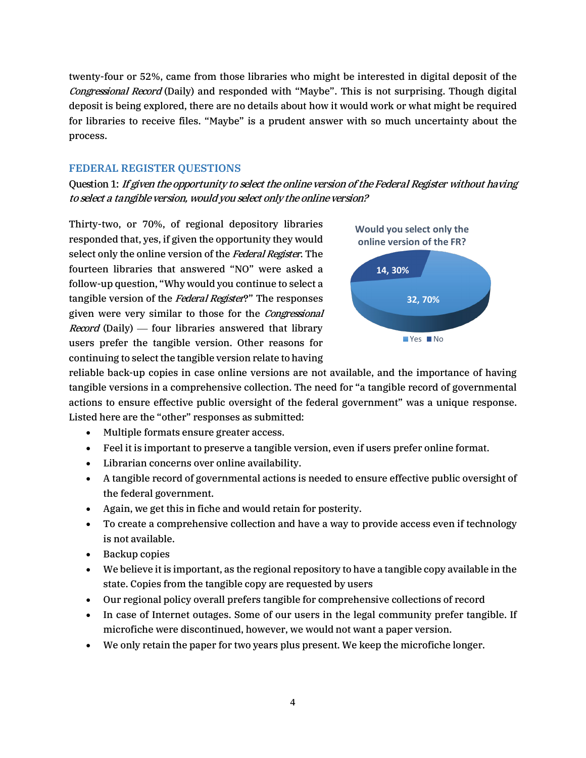twenty-four or 52%, came from those libraries who might be interested in digital deposit of the *Congressional Record* (Daily) and responded with "Maybe". This is not surprising. Though digital deposit is being explored, there are no details about how it would work or what might be required for libraries to receive files. "Maybe" is a prudent answer with so much uncertainty about the process.

### FEDERAL REGISTER QUESTIONS

Question 1: *If given the opportunity to select the online version of the Federal Register without having to select a tangible version, would you select only the online version?*

Would you select only the online version of the FR?

14, 30%

32, 70%

Yes No

Thirty-two, or 70%, of regional depository libraries responded that, yes, if given the opportunity they would select only the online version of the *Federal Register*. The fourteen libraries that answered "NO" were asked a follow-up question, "Why would you continue to select a tangible version of the *Federal Register*?" The responses given were very similar to those for the *Congressional Record* (Daily) — four libraries answered that library users prefer the tangible version. Other reasons for continuing to select the tangible version relate to having reliable back-up copies in case online versions are not available, and the importance of having tangible versions in a comprehensive collection. The need for "a tangible record of governmental actions to ensure effective public oversight of the federal government" was a unique response. Listed here are the "other" responses as submitted:

- Multiple formats ensure greater access.
- Feel it is important to preserve a tangible version, even if users prefer online format.
- Librarian concerns over online availability.
- A tangible record of governmental actions is needed to ensure effective public oversight of the federal government.
- Again, we get this in fiche and would retain for posterity.
- To create a comprehensive collection and have a way to provide access even if technology is not available.
- Backup copies
- We believe it is important, as the regional repository to have a tangible copy available in the state. Copies from the tangible copy are requested by users
- Our regional policy overall prefers tangible for comprehensive collections of record
- In case of Internet outages. Some of our users in the legal community prefer tangible. If microfiche were discontinued, however, we would not want a paper version.
- We only retain the paper for two years plus present. We keep the microfiche longer.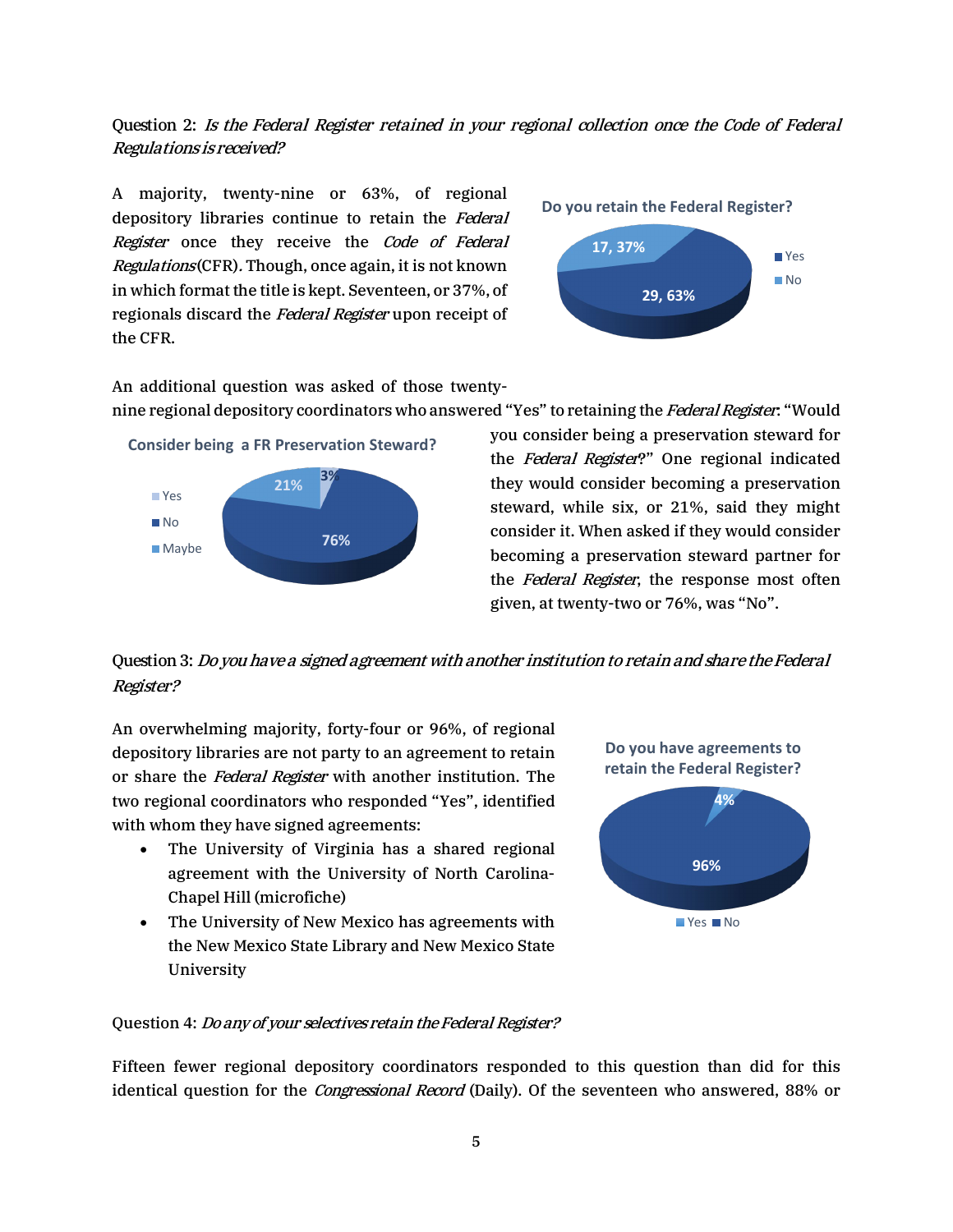Question 2: *Is the Federal Register retained in your regional collection once the Code of Federal Regulations is received?*

A majority, twenty-nine or 63%, of regional depository libraries continue to retain the *Federal Register* once they receive the *Code of Federal Regulations* (CFR). Though, once again, it is not known in which format the title is kept. Seventeen, or 37%, of regionals discard the *Federal Register* upon receipt of the CFR.

Do you retain the Federal Register?

17, 37%

29, 63%

Yes

No

An additional question was asked of those twenty-nine regional depository coordinators who answered "Yes" to retaining the *Federal Register*: "Would you consider being a preservation steward for the *Federal Register*?" One regional indicated they would consider becoming a preservation steward, while six, or 21%, said they might consider it. When asked if they would consider becoming a preservation steward partner for the *Federal Register*, the response most often given, at twenty-two or 76%, was "No".

Consider being a FR Preservation Steward?

Yes

No

Maybe

3%

21%

76%

Question 3: *Do you have a signed agreement with another institution to retain and share the Federal Register?*

An overwhelming majority, forty-four or 96%, of regional depository libraries are not party to an agreement to retain or share the *Federal Register* with another institution. The two regional coordinators who responded "Yes", identified with whom they have signed agreements:

- The University of Virginia has a shared regional agreement with the University of North Carolina-Chapel Hill (microfiche)
- The University of New Mexico has agreements with the New Mexico State Library and New Mexico State University

Do you have agreements to retain the Federal Register?

4%

96%

Yes No

Question 4: *Do any of your selectives retain the Federal Register?*

Fifteen fewer regional depository coordinators responded to this question than did for this identical question for the *Congressional Record* (Daily). Of the seventeen who answered, 88% or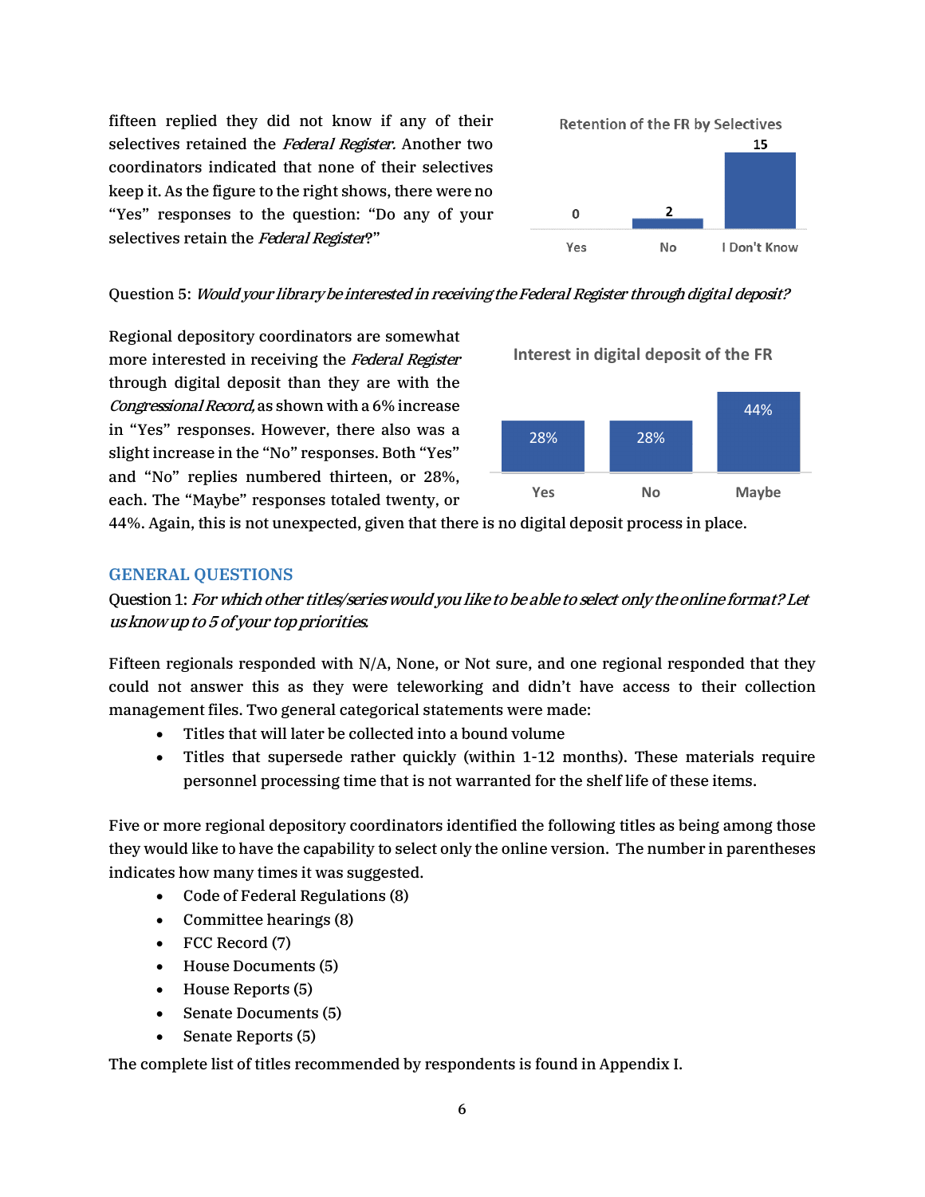fifteen replied they did not know if any of their selectives retained the *Federal Register*. Another two coordinators indicated that none of their selectives keep it. As the figure to the right shows, there were no "Yes" responses to the question: "Do any of your selectives retain the *Federal Register*?"

Retention of the FR by Selectives

0
2
15

Yes
No
I Don't Know

Question 5: *Would your library be interested in receiving the Federal Register through digital deposit?*

Regional depository coordinators are somewhat more interested in receiving the *Federal Register* through digital deposit than they are with the *Congressional Record*, as shown with a 6% increase in "Yes" responses. However, there also was a slight increase in the "No" responses. Both "Yes" and "No" replies numbered thirteen, or 28%, each. The "Maybe" responses totaled twenty, or 44%. Again, this is not unexpected, given that there is no digital deposit process in place.

Interest in digital deposit of the FR

28%
28%
44%

Yes
No
Maybe

## GENERAL QUESTIONS

Question 1: *For which other titles/series would you like to be able to select only the online format? Let us know up to 5 of your top priorities.*

Fifteen regionals responded with N/A, None, or Not sure, and one regional responded that they could not answer this as they were teleworking and didn't have access to their collection management files. Two general categorical statements were made:

- Titles that will later be collected into a bound volume
- Titles that supersede rather quickly (within 1-12 months). These materials require personnel processing time that is not warranted for the shelf life of these items.

Five or more regional depository coordinators identified the following titles as being among those they would like to have the capability to select only the online version. The number in parentheses indicates how many times it was suggested.

- Code of Federal Regulations (8)
- Committee hearings (8)
- FCC Record (7)
- House Documents (5)
- House Reports (5)
- Senate Documents (5)
- Senate Reports (5)

The complete list of titles recommended by respondents is found in Appendix I.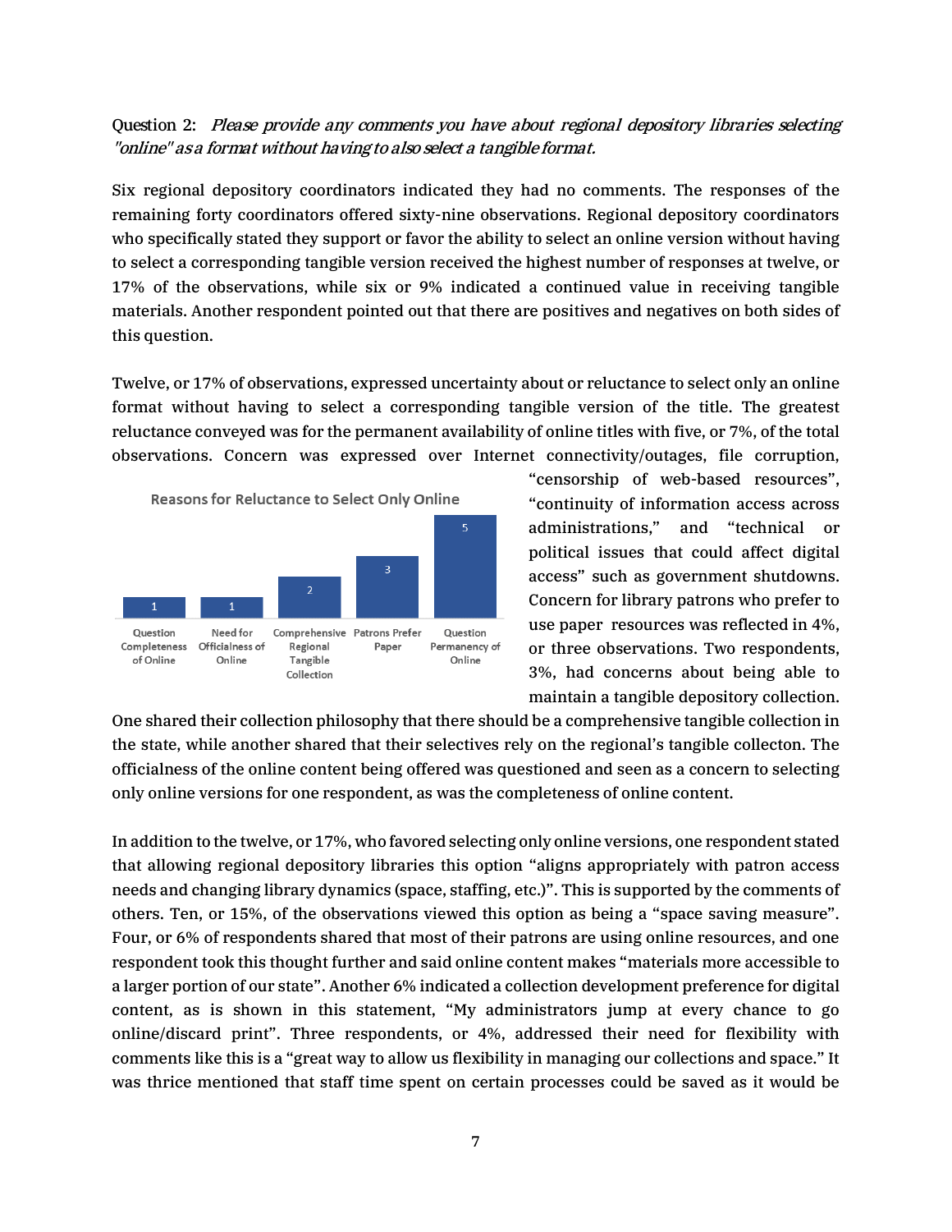Question 2: *Please provide any comments you have about regional depository libraries selecting "online" as a format without having to also select a tangible format.*

Six regional depository coordinators indicated they had no comments. The responses of the remaining forty coordinators offered sixty-nine observations. Regional depository coordinators who specifically stated they support or favor the ability to select an online version without having to select a corresponding tangible version received the highest number of responses at twelve, or 17% of the observations, while six or 9% indicated a continued value in receiving tangible materials. Another respondent pointed out that there are positives and negatives on both sides of this question.

Twelve, or 17% of observations, expressed uncertainty about or reluctance to select only an online format without having to select a corresponding tangible version of the title. The greatest reluctance conveyed was for the permanent availability of online titles with five, or 7%, of the total observations. Concern was expressed over Internet connectivity/outages, file corruption, "censorship of web-based resources", "continuity of information access across administrations," and "technical or political issues that could affect digital access" such as government shutdowns. Concern for library patrons who prefer to use paper resources was reflected in 4%, or three observations. Two respondents, 3%, had concerns about being able to maintain a tangible depository collection. One shared their collection philosophy that there should be a comprehensive tangible collection in the state, while another shared that their selectives rely on the regional's tangible collecton. The officialness of the online content being offered was questioned and seen as a concern to selecting only online versions for one respondent, as was the completeness of online content.

Reasons for Reluctance to Select Only Online

1
Question Completeness of Online

1
Need for Officialness of Online

2
Comprehensive Regional Tangible Collection

3
Patrons Prefer Paper

5
Question Permanency of Online

In addition to the twelve, or 17%, who favored selecting only online versions, one respondent stated that allowing regional depository libraries this option "aligns appropriately with patron access needs and changing library dynamics (space, staffing, etc.)". This is supported by the comments of others. Ten, or 15%, of the observations viewed this option as being a "space saving measure". Four, or 6% of respondents shared that most of their patrons are using online resources, and one respondent took this thought further and said online content makes "materials more accessible to a larger portion of our state". Another 6% indicated a collection development preference for digital content, as is shown in this statement, "My administrators jump at every chance to go online/discard print". Three respondents, or 4%, addressed their need for flexibility with comments like this is a "great way to allow us flexibility in managing our collections and space." It was thrice mentioned that staff time spent on certain processes could be saved as it would be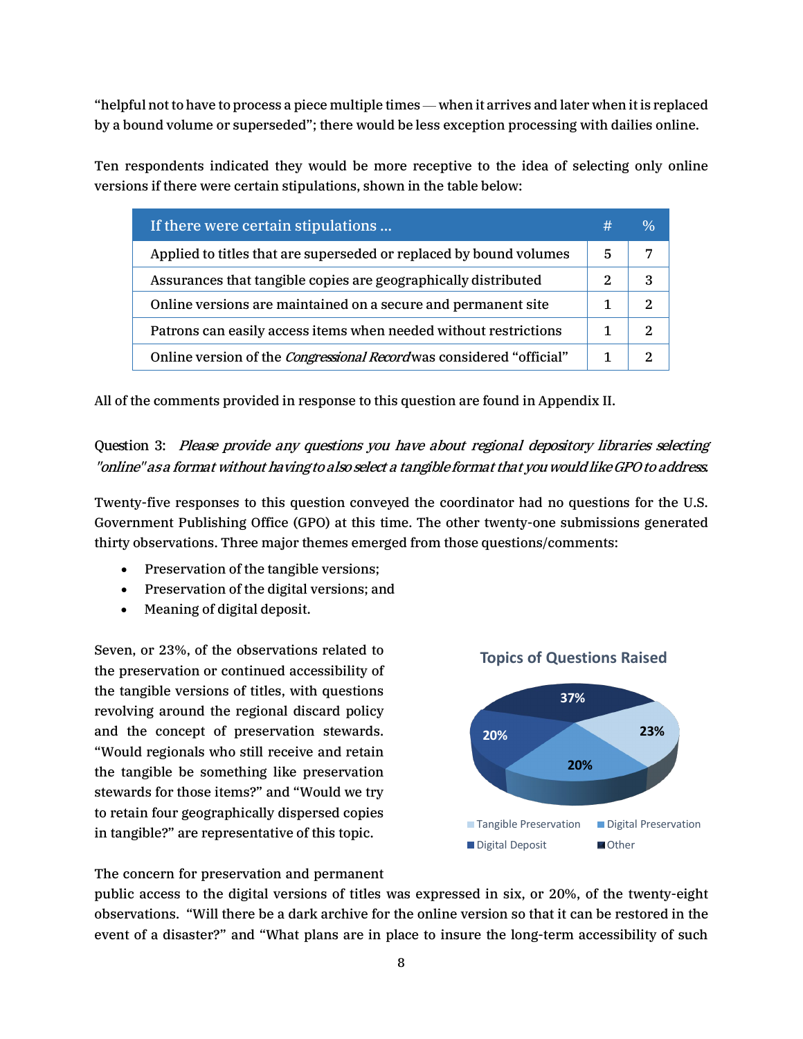"helpful not to have to process a piece multiple times — when it arrives and later when it is replaced by a bound volume or superseded"; there would be less exception processing with dailies online.

Ten respondents indicated they would be more receptive to the idea of selecting only online versions if there were certain stipulations, shown in the table below:

| If there were certain stipulations ... | # | % |
|---|---|---|
| Applied to titles that are superseded or replaced by bound volumes | 5 | 7 |
| Assurances that tangible copies are geographically distributed | 2 | 3 |
| Online versions are maintained on a secure and permanent site | 1 | 2 |
| Patrons can easily access items when needed without restrictions | 1 | 2 |
| Online version of the *Congressional Record* was considered "official" | 1 | 2 |

All of the comments provided in response to this question are found in Appendix II.

Question 3: *Please provide any questions you have about regional depository libraries selecting "online" as a format without having to also select a tangible format that you would like GPO to address.*

Twenty-five responses to this question conveyed the coordinator had no questions for the U.S. Government Publishing Office (GPO) at this time. The other twenty-one submissions generated thirty observations. Three major themes emerged from those questions/comments:

- Preservation of the tangible versions;
- Preservation of the digital versions; and
- Meaning of digital deposit.

Seven, or 23%, of the observations related to the preservation or continued accessibility of the tangible versions of titles, with questions revolving around the regional discard policy and the concept of preservation stewards. "Would regionals who still receive and retain the tangible be something like preservation stewards for those items?" and "Would we try to retain four geographically dispersed copies in tangible?" are representative of this topic.

**Topics of Questions Raised**

| Topic | % |
|---|---|
| Tangible Preservation | 23% |
| Digital Preservation | 20% |
| Digital Deposit | 20% |
| Other | 37% |

The concern for preservation and permanent public access to the digital versions of titles was expressed in six, or 20%, of the twenty-eight observations. "Will there be a dark archive for the online version so that it can be restored in the event of a disaster?" and "What plans are in place to insure the long-term accessibility of such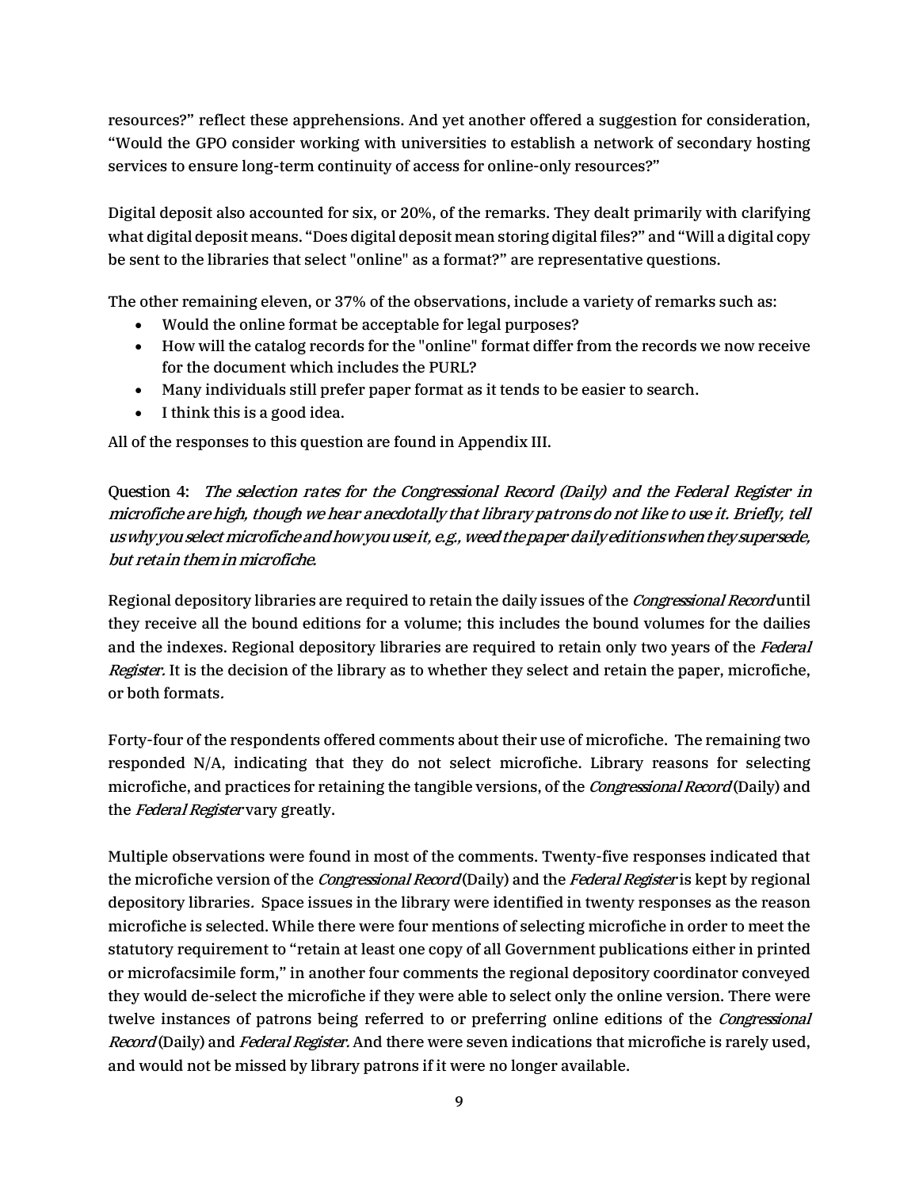resources?" reflect these apprehensions. And yet another offered a suggestion for consideration, "Would the GPO consider working with universities to establish a network of secondary hosting services to ensure long-term continuity of access for online-only resources?"

Digital deposit also accounted for six, or 20%, of the remarks. They dealt primarily with clarifying what digital deposit means. "Does digital deposit mean storing digital files?" and "Will a digital copy be sent to the libraries that select "online" as a format?" are representative questions.

The other remaining eleven, or 37% of the observations, include a variety of remarks such as:

- Would the online format be acceptable for legal purposes?
- How will the catalog records for the "online" format differ from the records we now receive for the document which includes the PURL?
- Many individuals still prefer paper format as it tends to be easier to search.
- I think this is a good idea.

All of the responses to this question are found in Appendix III.

Question 4: *The selection rates for the Congressional Record (Daily) and the Federal Register in microfiche are high, though we hear anecdotally that library patrons do not like to use it. Briefly, tell us why you select microfiche and how you use it, e.g., weed the paper daily editions when they supersede, but retain them in microfiche.*

Regional depository libraries are required to retain the daily issues of the *Congressional Record* until they receive all the bound editions for a volume; this includes the bound volumes for the dailies and the indexes. Regional depository libraries are required to retain only two years of the *Federal Register*. It is the decision of the library as to whether they select and retain the paper, microfiche, or both formats.

Forty-four of the respondents offered comments about their use of microfiche. The remaining two responded N/A, indicating that they do not select microfiche. Library reasons for selecting microfiche, and practices for retaining the tangible versions, of the *Congressional Record* (Daily) and the *Federal Register* vary greatly.

Multiple observations were found in most of the comments. Twenty-five responses indicated that the microfiche version of the *Congressional Record* (Daily) and the *Federal Register* is kept by regional depository libraries. Space issues in the library were identified in twenty responses as the reason microfiche is selected. While there were four mentions of selecting microfiche in order to meet the statutory requirement to "retain at least one copy of all Government publications either in printed or microfacsimile form," in another four comments the regional depository coordinator conveyed they would de-select the microfiche if they were able to select only the online version. There were twelve instances of patrons being referred to or preferring online editions of the *Congressional Record* (Daily) and *Federal Register*. And there were seven indications that microfiche is rarely used, and would not be missed by library patrons if it were no longer available.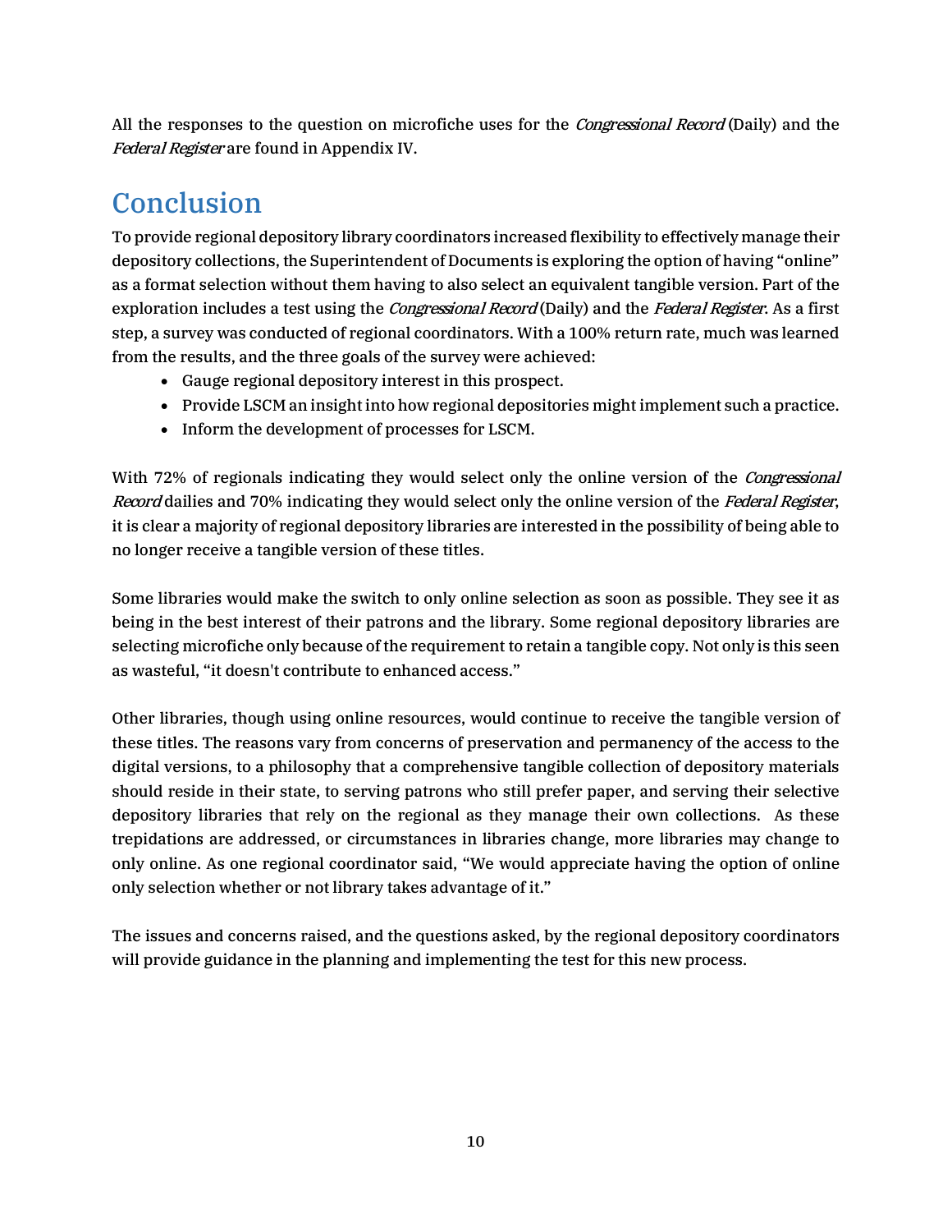All the responses to the question on microfiche uses for the *Congressional Record* (Daily) and the *Federal Register* are found in Appendix IV.

## Conclusion

To provide regional depository library coordinators increased flexibility to effectively manage their depository collections, the Superintendent of Documents is exploring the option of having "online" as a format selection without them having to also select an equivalent tangible version. Part of the exploration includes a test using the *Congressional Record* (Daily) and the *Federal Register*. As a first step, a survey was conducted of regional coordinators. With a 100% return rate, much was learned from the results, and the three goals of the survey were achieved:

- Gauge regional depository interest in this prospect.
- Provide LSCM an insight into how regional depositories might implement such a practice.
- Inform the development of processes for LSCM.

With 72% of regionals indicating they would select only the online version of the *Congressional Record* dailies and 70% indicating they would select only the online version of the *Federal Register*, it is clear a majority of regional depository libraries are interested in the possibility of being able to no longer receive a tangible version of these titles.

Some libraries would make the switch to only online selection as soon as possible. They see it as being in the best interest of their patrons and the library. Some regional depository libraries are selecting microfiche only because of the requirement to retain a tangible copy. Not only is this seen as wasteful, "it doesn't contribute to enhanced access."

Other libraries, though using online resources, would continue to receive the tangible version of these titles. The reasons vary from concerns of preservation and permanency of the access to the digital versions, to a philosophy that a comprehensive tangible collection of depository materials should reside in their state, to serving patrons who still prefer paper, and serving their selective depository libraries that rely on the regional as they manage their own collections. As these trepidations are addressed, or circumstances in libraries change, more libraries may change to only online. As one regional coordinator said, "We would appreciate having the option of online only selection whether or not library takes advantage of it."

The issues and concerns raised, and the questions asked, by the regional depository coordinators will provide guidance in the planning and implementing the test for this new process.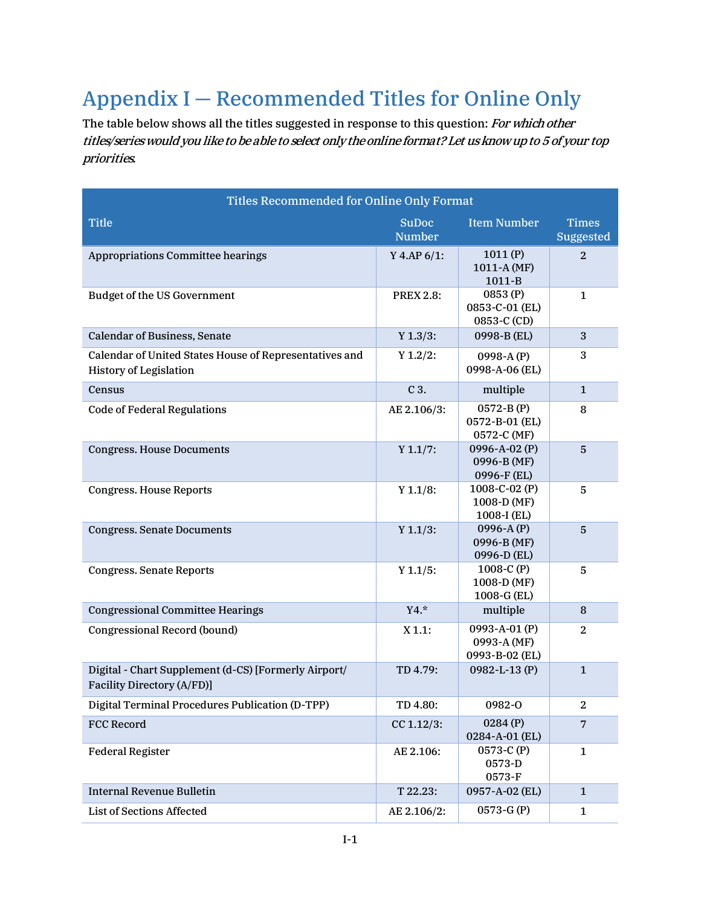# Appendix I — Recommended Titles for Online Only

The table below shows all the titles suggested in response to this question: *For which other titles/series would you like to be able to select only the online format? Let us know up to 5 of your top priorities.*

| Titles Recommended for Online Only Format | | | |
|---|---|---|---|
| **Title** | **SuDoc Number** | **Item Number** | **Times Suggested** |
| Appropriations Committee hearings | Y 4.AP 6/1: | 1011 (P)<br>1011-A (MF)<br>1011-B | 2 |
| Budget of the US Government | PREX 2.8: | 0853 (P)<br>0853-C-01 (EL)<br>0853-C (CD) | 1 |
| Calendar of Business, Senate | Y 1.3/3: | 0998-B (EL) | 3 |
| Calendar of United States House of Representatives and History of Legislation | Y 1.2/2: | 0998-A (P)<br>0998-A-06 (EL) | 3 |
| Census | C 3. | multiple | 1 |
| Code of Federal Regulations | AE 2.106/3: | 0572-B (P)<br>0572-B-01 (EL)<br>0572-C (MF) | 8 |
| Congress. House Documents | Y 1.1/7: | 0996-A-02 (P)<br>0996-B (MF)<br>0996-F (EL) | 5 |
| Congress. House Reports | Y 1.1/8: | 1008-C-02 (P)<br>1008-D (MF)<br>1008-I (EL) | 5 |
| Congress. Senate Documents | Y 1.1/3: | 0996-A (P)<br>0996-B (MF)<br>0996-D (EL) | 5 |
| Congress. Senate Reports | Y 1.1/5: | 1008-C (P)<br>1008-D (MF)<br>1008-G (EL) | 5 |
| Congressional Committee Hearings | Y4.* | multiple | 8 |
| Congressional Record (bound) | X 1.1: | 0993-A-01 (P)<br>0993-A (MF)<br>0993-B-02 (EL) | 2 |
| Digital - Chart Supplement (d-CS) [Formerly Airport/ Facility Directory (A/FD)] | TD 4.79: | 0982-L-13 (P) | 1 |
| Digital Terminal Procedures Publication (D-TPP) | TD 4.80: | 0982-O | 2 |
| FCC Record | CC 1.12/3: | 0284 (P)<br>0284-A-01 (EL) | 7 |
| Federal Register | AE 2.106: | 0573-C (P)<br>0573-D<br>0573-F | 1 |
| Internal Revenue Bulletin | T 22.23: | 0957-A-02 (EL) | 1 |
| List of Sections Affected | AE 2.106/2: | 0573-G (P) | 1 |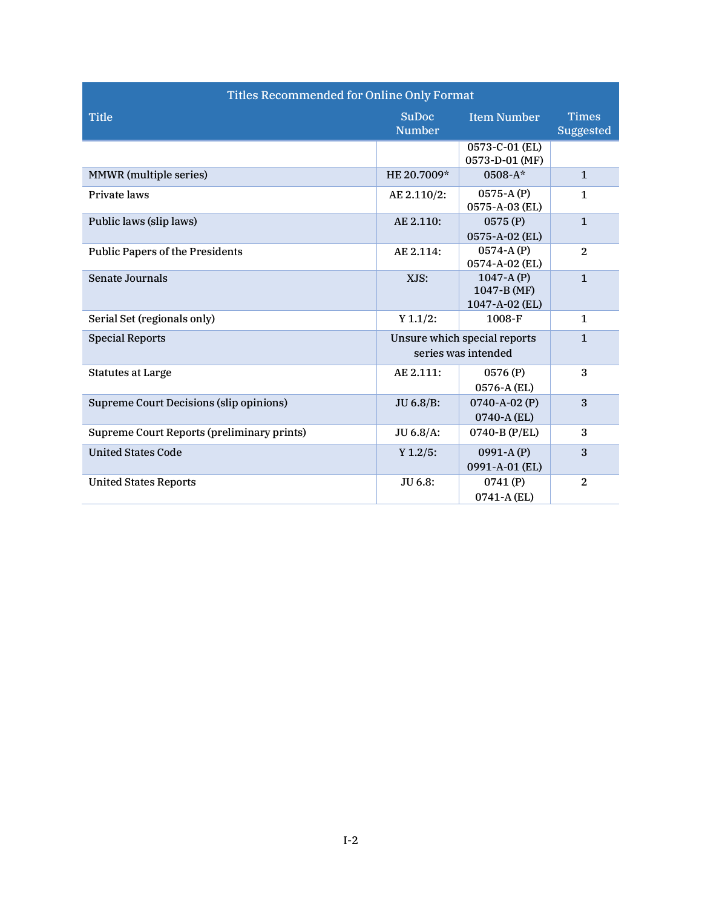| Titles Recommended for Online Only Format | | | |
|---|---|---|---|
| Title | SuDoc Number | Item Number | Times Suggested |
| | | 0573-C-01 (EL) 0573-D-01 (MF) | |
| MMWR (multiple series) | HE 20.7009* | 0508-A* | 1 |
| Private laws | AE 2.110/2: | 0575-A (P) 0575-A-03 (EL) | 1 |
| Public laws (slip laws) | AE 2.110: | 0575 (P) 0575-A-02 (EL) | 1 |
| Public Papers of the Presidents | AE 2.114: | 0574-A (P) 0574-A-02 (EL) | 2 |
| Senate Journals | XJS: | 1047-A (P) 1047-B (MF) 1047-A-02 (EL) | 1 |
| Serial Set (regionals only) | Y 1.1/2: | 1008-F | 1 |
| Special Reports | Unsure which special reports series was intended | | 1 |
| Statutes at Large | AE 2.111: | 0576 (P) 0576-A (EL) | 3 |
| Supreme Court Decisions (slip opinions) | JU 6.8/B: | 0740-A-02 (P) 0740-A (EL) | 3 |
| Supreme Court Reports (preliminary prints) | JU 6.8/A: | 0740-B (P/EL) | 3 |
| United States Code | Y 1.2/5: | 0991-A (P) 0991-A-01 (EL) | 3 |
| United States Reports | JU 6.8: | 0741 (P) 0741-A (EL) | 2 |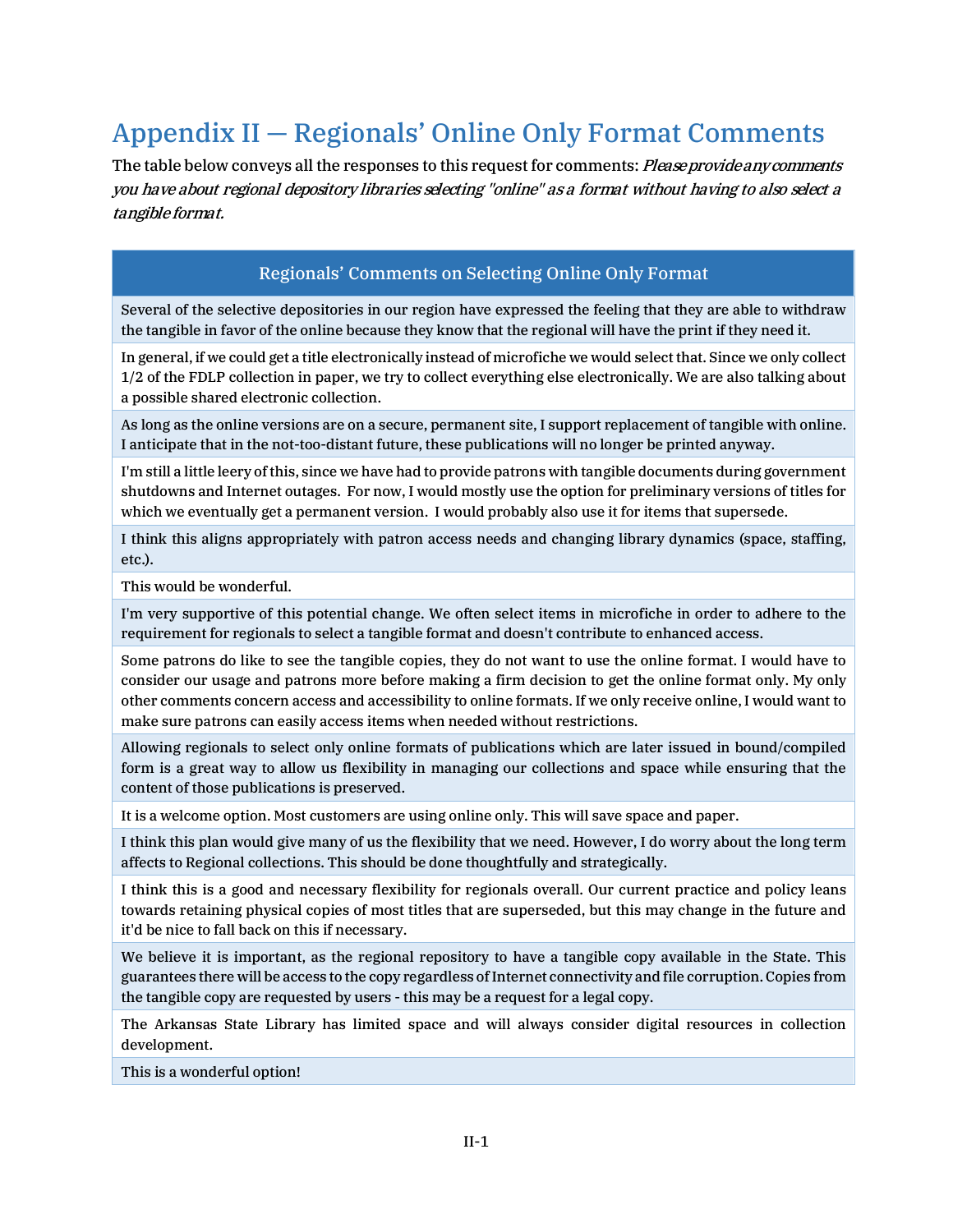# Appendix II — Regionals' Online Only Format Comments

The table below conveys all the responses to this request for comments: *Please provide any comments you have about regional depository libraries selecting "online" as a format without having to also select a tangible format.*

| Regionals' Comments on Selecting Online Only Format |
|---|
| Several of the selective depositories in our region have expressed the feeling that they are able to withdraw the tangible in favor of the online because they know that the regional will have the print if they need it. |
| In general, if we could get a title electronically instead of microfiche we would select that. Since we only collect 1/2 of the FDLP collection in paper, we try to collect everything else electronically. We are also talking about a possible shared electronic collection. |
| As long as the online versions are on a secure, permanent site, I support replacement of tangible with online. I anticipate that in the not-too-distant future, these publications will no longer be printed anyway. |
| I'm still a little leery of this, since we have had to provide patrons with tangible documents during government shutdowns and Internet outages. For now, I would mostly use the option for preliminary versions of titles for which we eventually get a permanent version. I would probably also use it for items that supersede. |
| I think this aligns appropriately with patron access needs and changing library dynamics (space, staffing, etc.). |
| This would be wonderful. |
| I'm very supportive of this potential change. We often select items in microfiche in order to adhere to the requirement for regionals to select a tangible format and doesn't contribute to enhanced access. |
| Some patrons do like to see the tangible copies, they do not want to use the online format. I would have to consider our usage and patrons more before making a firm decision to get the online format only. My only other comments concern access and accessibility to online formats. If we only receive online, I would want to make sure patrons can easily access items when needed without restrictions. |
| Allowing regionals to select only online formats of publications which are later issued in bound/compiled form is a great way to allow us flexibility in managing our collections and space while ensuring that the content of those publications is preserved. |
| It is a welcome option. Most customers are using online only. This will save space and paper. |
| I think this plan would give many of us the flexibility that we need. However, I do worry about the long term affects to Regional collections. This should be done thoughtfully and strategically. |
| I think this is a good and necessary flexibility for regionals overall. Our current practice and policy leans towards retaining physical copies of most titles that are superseded, but this may change in the future and it'd be nice to fall back on this if necessary. |
| We believe it is important, as the regional repository to have a tangible copy available in the State. This guarantees there will be access to the copy regardless of Internet connectivity and file corruption. Copies from the tangible copy are requested by users - this may be a request for a legal copy. |
| The Arkansas State Library has limited space and will always consider digital resources in collection development. |
| This is a wonderful option! |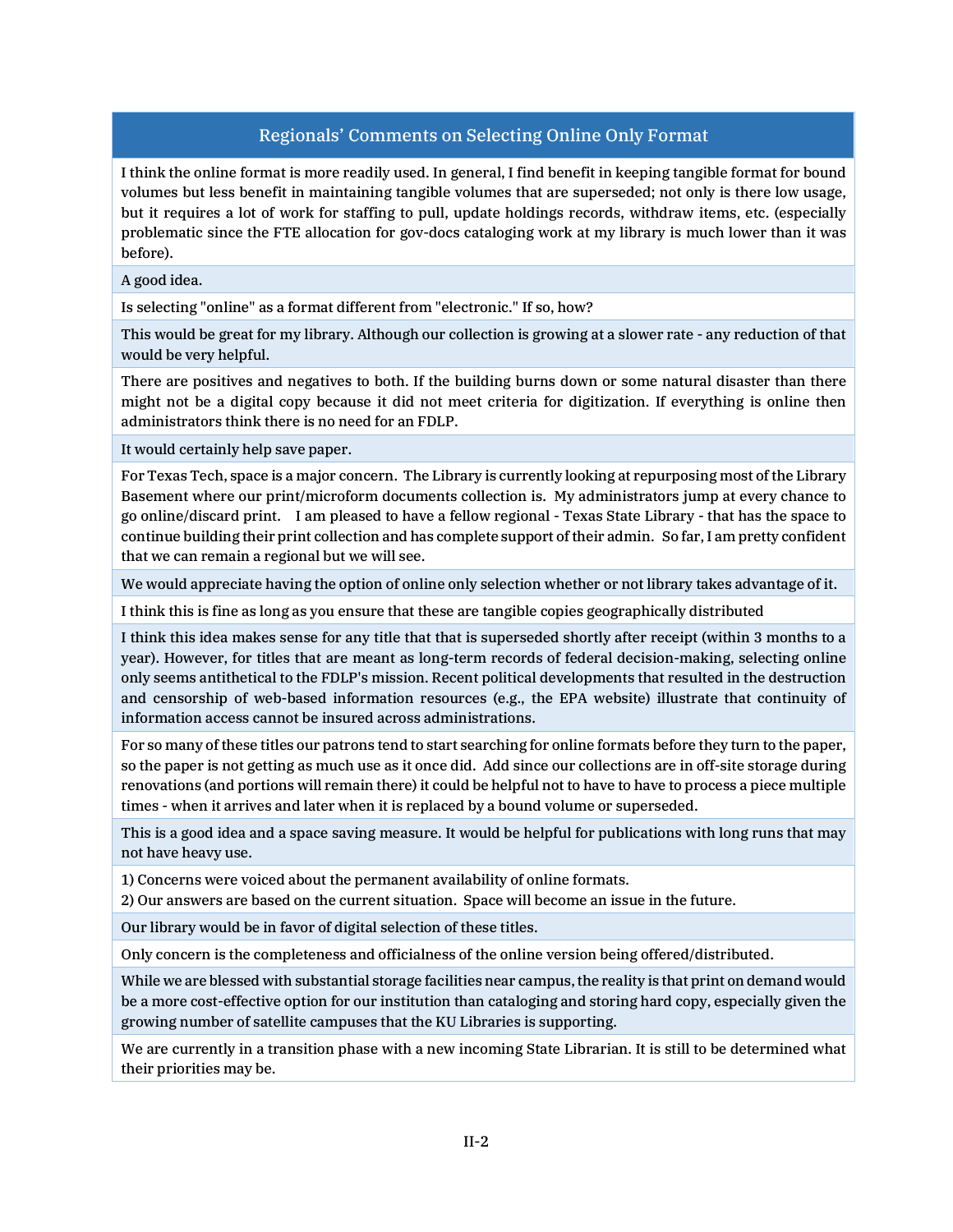| Regionals' Comments on Selecting Online Only Format |
|---|
| I think the online format is more readily used. In general, I find benefit in keeping tangible format for bound volumes but less benefit in maintaining tangible volumes that are superseded; not only is there low usage, but it requires a lot of work for staffing to pull, update holdings records, withdraw items, etc. (especially problematic since the FTE allocation for gov-docs cataloging work at my library is much lower than it was before). |
| A good idea. |
| Is selecting "online" as a format different from "electronic." If so, how? |
| This would be great for my library. Although our collection is growing at a slower rate - any reduction of that would be very helpful. |
| There are positives and negatives to both. If the building burns down or some natural disaster than there might not be a digital copy because it did not meet criteria for digitization. If everything is online then administrators think there is no need for an FDLP. |
| It would certainly help save paper. |
| For Texas Tech, space is a major concern. The Library is currently looking at repurposing most of the Library Basement where our print/microform documents collection is. My administrators jump at every chance to go online/discard print. I am pleased to have a fellow regional - Texas State Library - that has the space to continue building their print collection and has complete support of their admin. So far, I am pretty confident that we can remain a regional but we will see. |
| We would appreciate having the option of online only selection whether or not library takes advantage of it. |
| I think this is fine as long as you ensure that these are tangible copies geographically distributed |
| I think this idea makes sense for any title that that is superseded shortly after receipt (within 3 months to a year). However, for titles that are meant as long-term records of federal decision-making, selecting online only seems antithetical to the FDLP's mission. Recent political developments that resulted in the destruction and censorship of web-based information resources (e.g., the EPA website) illustrate that continuity of information access cannot be insured across administrations. |
| For so many of these titles our patrons tend to start searching for online formats before they turn to the paper, so the paper is not getting as much use as it once did. Add since our collections are in off-site storage during renovations (and portions will remain there) it could be helpful not to have to process a piece multiple times - when it arrives and later when it is replaced by a bound volume or superseded. |
| This is a good idea and a space saving measure. It would be helpful for publications with long runs that may not have heavy use. |
| 1) Concerns were voiced about the permanent availability of online formats.<br>2) Our answers are based on the current situation. Space will become an issue in the future. |
| Our library would be in favor of digital selection of these titles. |
| Only concern is the completeness and officialness of the online version being offered/distributed. |
| While we are blessed with substantial storage facilities near campus, the reality is that print on demand would be a more cost-effective option for our institution than cataloging and storing hard copy, especially given the growing number of satellite campuses that the KU Libraries is supporting. |
| We are currently in a transition phase with a new incoming State Librarian. It is still to be determined what their priorities may be. |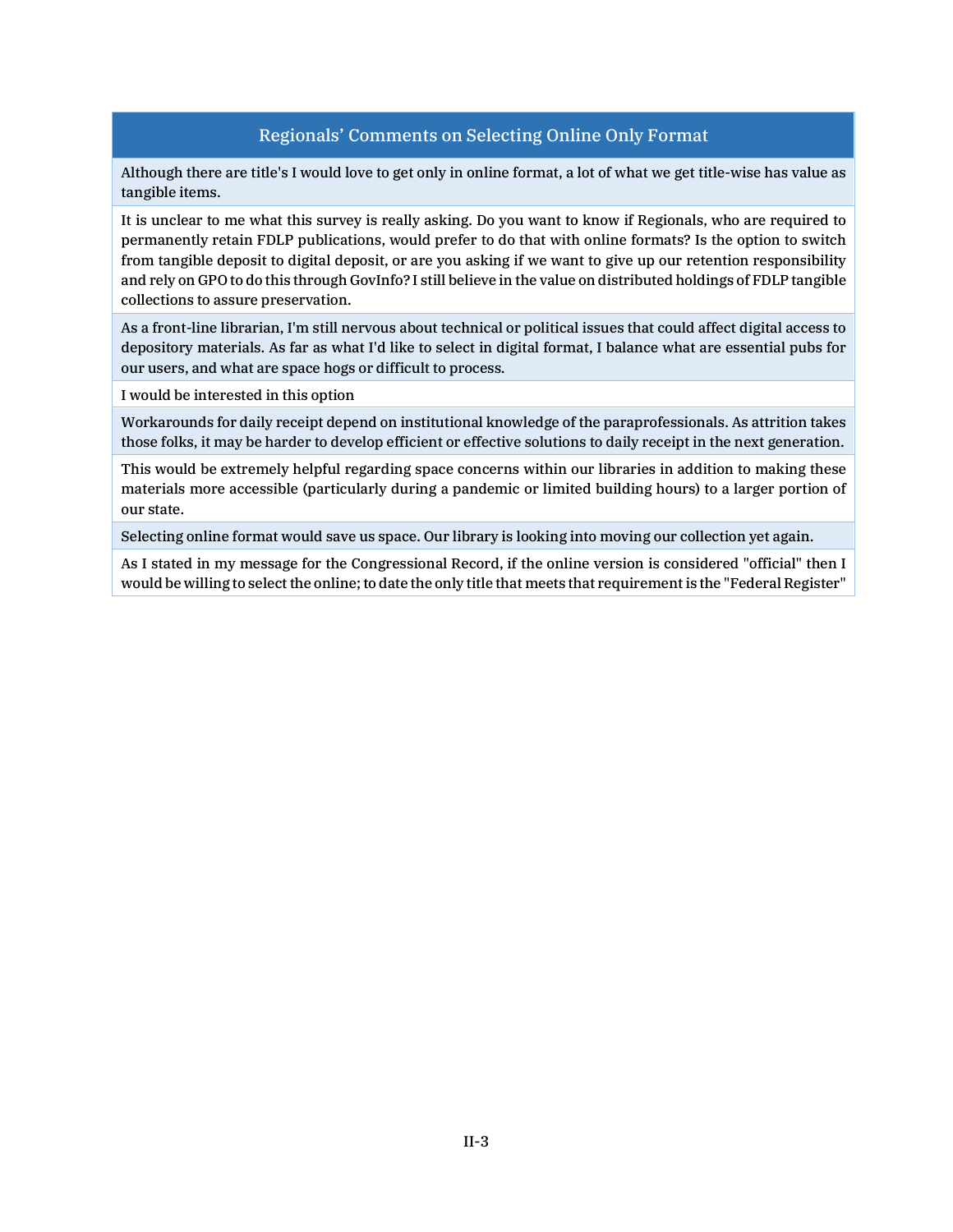| Regionals' Comments on Selecting Online Only Format |
| --- |
| Although there are title's I would love to get only in online format, a lot of what we get title-wise has value as tangible items. |
| It is unclear to me what this survey is really asking. Do you want to know if Regionals, who are required to permanently retain FDLP publications, would prefer to do that with online formats? Is the option to switch from tangible deposit to digital deposit, or are you asking if we want to give up our retention responsibility and rely on GPO to do this through GovInfo? I still believe in the value on distributed holdings of FDLP tangible collections to assure preservation. |
| As a front-line librarian, I'm still nervous about technical or political issues that could affect digital access to depository materials. As far as what I'd like to select in digital format, I balance what are essential pubs for our users, and what are space hogs or difficult to process. |
| I would be interested in this option |
| Workarounds for daily receipt depend on institutional knowledge of the paraprofessionals. As attrition takes those folks, it may be harder to develop efficient or effective solutions to daily receipt in the next generation. |
| This would be extremely helpful regarding space concerns within our libraries in addition to making these materials more accessible (particularly during a pandemic or limited building hours) to a larger portion of our state. |
| Selecting online format would save us space. Our library is looking into moving our collection yet again. |
| As I stated in my message for the Congressional Record, if the online version is considered "official" then I would be willing to select the online; to date the only title that meets that requirement is the "Federal Register" |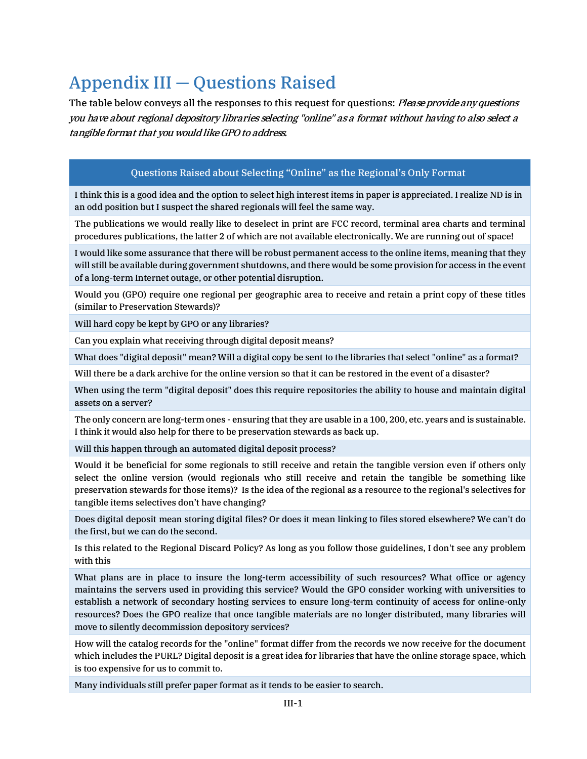# Appendix III — Questions Raised

The table below conveys all the responses to this request for questions: *Please provide any questions you have about regional depository libraries selecting "online" as a format without having to also select a tangible format that you would like GPO to address.*

| Questions Raised about Selecting "Online" as the Regional's Only Format |
|---|
| I think this is a good idea and the option to select high interest items in paper is appreciated. I realize ND is in an odd position but I suspect the shared regionals will feel the same way. |
| The publications we would really like to deselect in print are FCC record, terminal area charts and terminal procedures publications, the latter 2 of which are not available electronically. We are running out of space! |
| I would like some assurance that there will be robust permanent access to the online items, meaning that they will still be available during government shutdowns, and there would be some provision for access in the event of a long-term Internet outage, or other potential disruption. |
| Would you (GPO) require one regional per geographic area to receive and retain a print copy of these titles (similar to Preservation Stewards)? |
| Will hard copy be kept by GPO or any libraries? |
| Can you explain what receiving through digital deposit means? |
| What does "digital deposit" mean? Will a digital copy be sent to the libraries that select "online" as a format? |
| Will there be a dark archive for the online version so that it can be restored in the event of a disaster? |
| When using the term "digital deposit" does this require repositories the ability to house and maintain digital assets on a server? |
| The only concern are long-term ones - ensuring that they are usable in a 100, 200, etc. years and is sustainable. I think it would also help for there to be preservation stewards as back up. |
| Will this happen through an automated digital deposit process? |
| Would it be beneficial for some regionals to still receive and retain the tangible version even if others only select the online version (would regionals who still receive and retain the tangible be something like preservation stewards for those items)? Is the idea of the regional as a resource to the regional's selectives for tangible items selectives don't have changing? |
| Does digital deposit mean storing digital files? Or does it mean linking to files stored elsewhere? We can't do the first, but we can do the second. |
| Is this related to the Regional Discard Policy? As long as you follow those guidelines, I don't see any problem with this |
| What plans are in place to insure the long-term accessibility of such resources? What office or agency maintains the servers used in providing this service? Would the GPO consider working with universities to establish a network of secondary hosting services to ensure long-term continuity of access for online-only resources? Does the GPO realize that once tangible materials are no longer distributed, many libraries will move to silently decommission depository services? |
| How will the catalog records for the "online" format differ from the records we now receive for the document which includes the PURL? Digital deposit is a great idea for libraries that have the online storage space, which is too expensive for us to commit to. |
| Many individuals still prefer paper format as it tends to be easier to search. |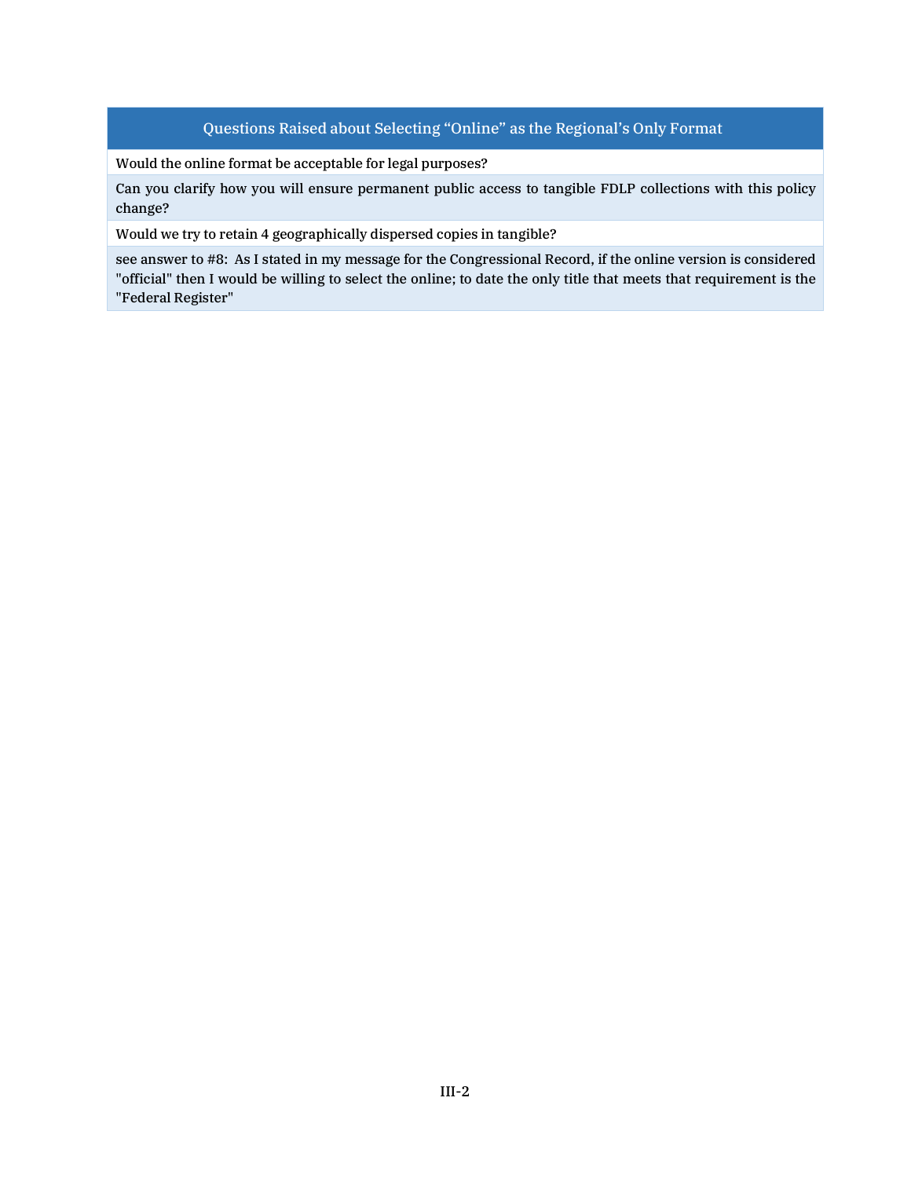| Questions Raised about Selecting “Online” as the Regional’s Only Format |
| --- |
| Would the online format be acceptable for legal purposes? |
| Can you clarify how you will ensure permanent public access to tangible FDLP collections with this policy change? |
| Would we try to retain 4 geographically dispersed copies in tangible? |
| see answer to #8:  As I stated in my message for the Congressional Record, if the online version is considered "official" then I would be willing to select the online; to date the only title that meets that requirement is the "Federal Register" |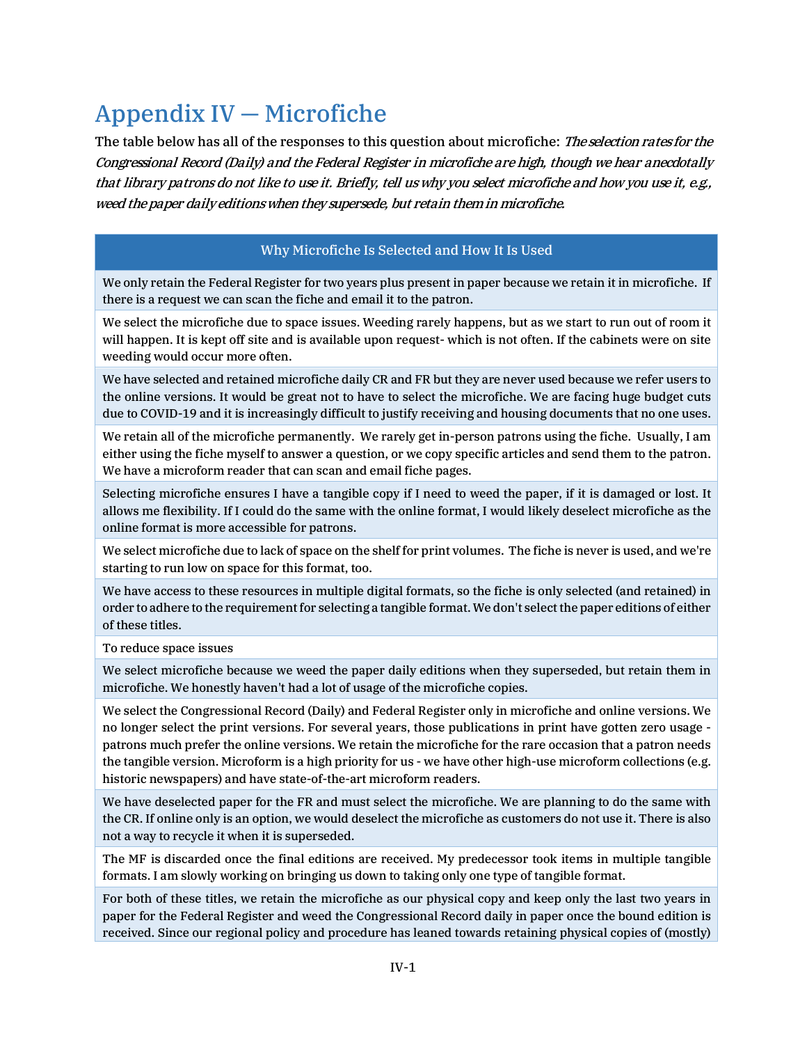# Appendix IV — Microfiche

The table below has all of the responses to this question about microfiche: *The selection rates for the Congressional Record (Daily) and the Federal Register in microfiche are high, though we hear anecdotally that library patrons do not like to use it. Briefly, tell us why you select microfiche and how you use it, e.g., weed the paper daily editions when they supersede, but retain them in microfiche.*

| Why Microfiche Is Selected and How It Is Used |
| --- |
| We only retain the Federal Register for two years plus present in paper because we retain it in microfiche. If there is a request we can scan the fiche and email it to the patron. |
| We select the microfiche due to space issues. Weeding rarely happens, but as we start to run out of room it will happen. It is kept off site and is available upon request- which is not often. If the cabinets were on site weeding would occur more often. |
| We have selected and retained microfiche daily CR and FR but they are never used because we refer users to the online versions. It would be great not to have to select the microfiche. We are facing huge budget cuts due to COVID-19 and it is increasingly difficult to justify receiving and housing documents that no one uses. |
| We retain all of the microfiche permanently. We rarely get in-person patrons using the fiche. Usually, I am either using the fiche myself to answer a question, or we copy specific articles and send them to the patron. We have a microform reader that can scan and email fiche pages. |
| Selecting microfiche ensures I have a tangible copy if I need to weed the paper, if it is damaged or lost. It allows me flexibility. If I could do the same with the online format, I would likely deselect microfiche as the online format is more accessible for patrons. |
| We select microfiche due to lack of space on the shelf for print volumes. The fiche is never is used, and we're starting to run low on space for this format, too. |
| We have access to these resources in multiple digital formats, so the fiche is only selected (and retained) in order to adhere to the requirement for selecting a tangible format. We don't select the paper editions of either of these titles. |
| To reduce space issues |
| We select microfiche because we weed the paper daily editions when they superseded, but retain them in microfiche. We honestly haven't had a lot of usage of the microfiche copies. |
| We select the Congressional Record (Daily) and Federal Register only in microfiche and online versions. We no longer select the print versions. For several years, those publications in print have gotten zero usage - patrons much prefer the online versions. We retain the microfiche for the rare occasion that a patron needs the tangible version. Microform is a high priority for us - we have other high-use microform collections (e.g. historic newspapers) and have state-of-the-art microform readers. |
| We have deselected paper for the FR and must select the microfiche. We are planning to do the same with the CR. If online only is an option, we would deselect the microfiche as customers do not use it. There is also not a way to recycle it when it is superseded. |
| The MF is discarded once the final editions are received. My predecessor took items in multiple tangible formats. I am slowly working on bringing us down to taking only one type of tangible format. |
| For both of these titles, we retain the microfiche as our physical copy and keep only the last two years in paper for the Federal Register and weed the Congressional Record daily in paper once the bound edition is received. Since our regional policy and procedure has leaned towards retaining physical copies of (mostly) |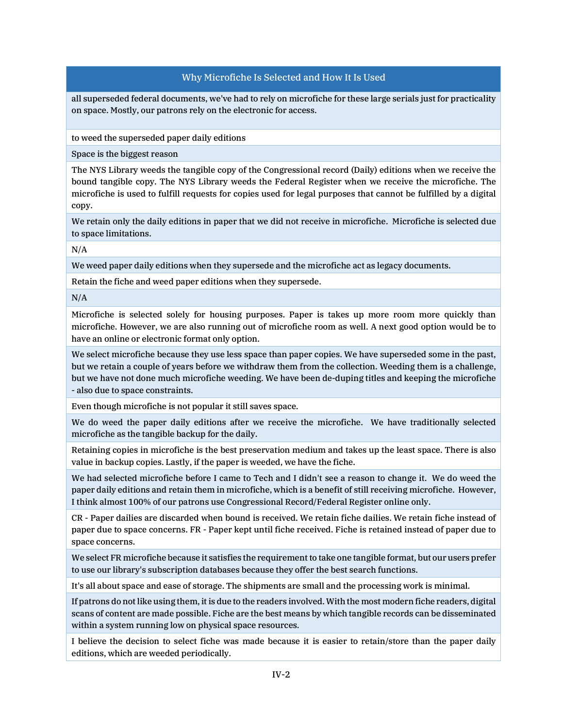| Why Microfiche Is Selected and How It Is Used |
| --- |
| all superseded federal documents, we've had to rely on microfiche for these large serials just for practicality on space. Mostly, our patrons rely on the electronic for access. |
| to weed the superseded paper daily editions |
| Space is the biggest reason |
| The NYS Library weeds the tangible copy of the Congressional record (Daily) editions when we receive the bound tangible copy. The NYS Library weeds the Federal Register when we receive the microfiche. The microfiche is used to fulfill requests for copies used for legal purposes that cannot be fulfilled by a digital copy. |
| We retain only the daily editions in paper that we did not receive in microfiche.  Microfiche is selected due to space limitations. |
| N/A |
| We weed paper daily editions when they supersede and the microfiche act as legacy documents. |
| Retain the fiche and weed paper editions when they supersede. |
| N/A |
| Microfiche is selected solely for housing purposes. Paper is takes up more room more quickly than microfiche. However, we are also running out of microfiche room as well. A next good option would be to have an online or electronic format only option. |
| We select microfiche because they use less space than paper copies. We have superseded some in the past, but we retain a couple of years before we withdraw them from the collection. Weeding them is a challenge, but we have not done much microfiche weeding. We have been de-duping titles and keeping the microfiche - also due to space constraints. |
| Even though microfiche is not popular it still saves space. |
| We do weed the paper daily editions after we receive the microfiche.  We have traditionally selected microfiche as the tangible backup for the daily. |
| Retaining copies in microfiche is the best preservation medium and takes up the least space. There is also value in backup copies. Lastly, if the paper is weeded, we have the fiche. |
| We had selected microfiche before I came to Tech and I didn't see a reason to change it.  We do weed the paper daily editions and retain them in microfiche, which is a benefit of still receiving microfiche.  However, I think almost 100% of our patrons use Congressional Record/Federal Register online only. |
| CR - Paper dailies are discarded when bound is received. We retain fiche dailies. We retain fiche instead of paper due to space concerns. FR - Paper kept until fiche received. Fiche is retained instead of paper due to space concerns. |
| We select FR microfiche because it satisfies the requirement to take one tangible format, but our users prefer to use our library's subscription databases because they offer the best search functions. |
| It's all about space and ease of storage. The shipments are small and the processing work is minimal. |
| If patrons do not like using them, it is due to the readers involved. With the most modern fiche readers, digital scans of content are made possible. Fiche are the best means by which tangible records can be disseminated within a system running low on physical space resources. |
| I believe the decision to select fiche was made because it is easier to retain/store than the paper daily editions, which are weeded periodically. |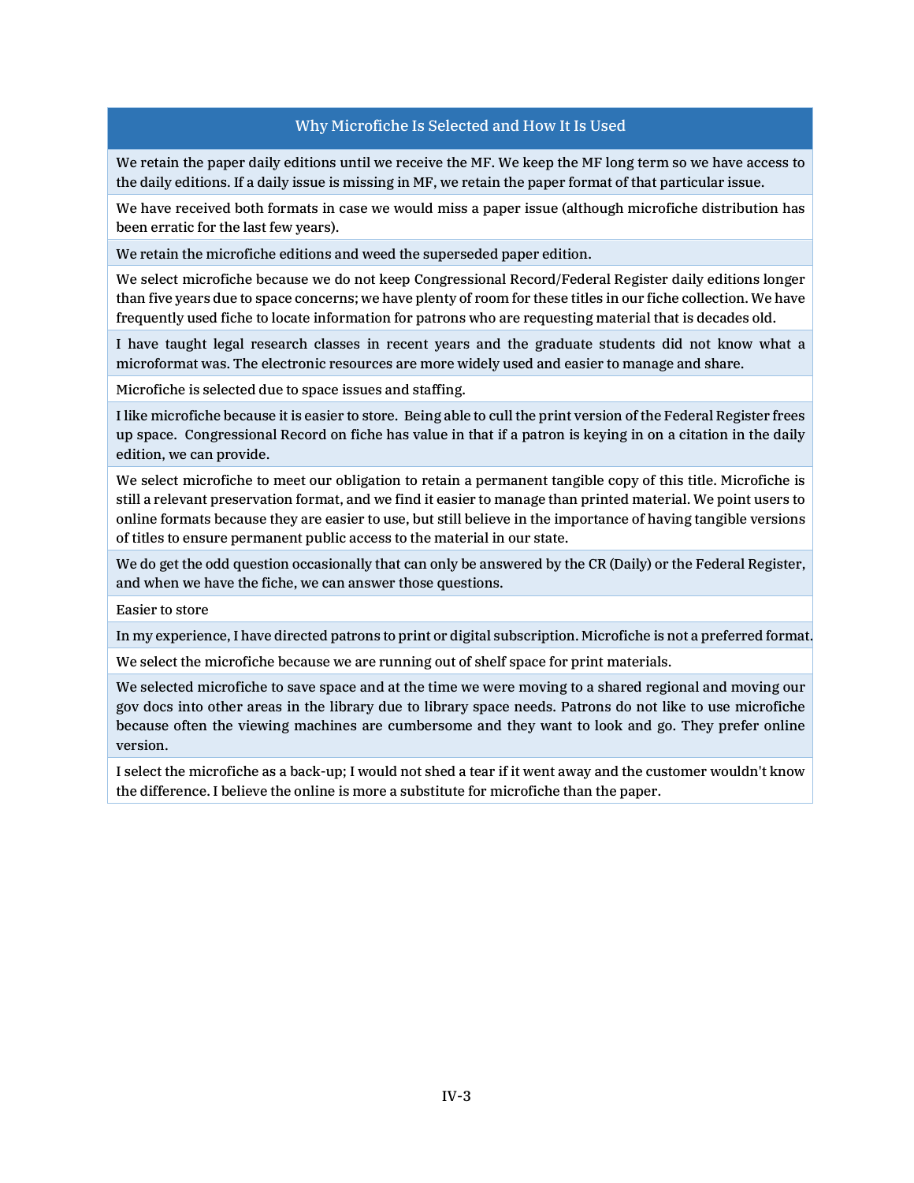| Why Microfiche Is Selected and How It Is Used |
| --- |
| We retain the paper daily editions until we receive the MF. We keep the MF long term so we have access to the daily editions. If a daily issue is missing in MF, we retain the paper format of that particular issue. |
| We have received both formats in case we would miss a paper issue (although microfiche distribution has been erratic for the last few years). |
| We retain the microfiche editions and weed the superseded paper edition. |
| We select microfiche because we do not keep Congressional Record/Federal Register daily editions longer than five years due to space concerns; we have plenty of room for these titles in our fiche collection. We have frequently used fiche to locate information for patrons who are requesting material that is decades old. |
| I have taught legal research classes in recent years and the graduate students did not know what a microformat was. The electronic resources are more widely used and easier to manage and share. |
| Microfiche is selected due to space issues and staffing. |
| I like microfiche because it is easier to store. Being able to cull the print version of the Federal Register frees up space. Congressional Record on fiche has value in that if a patron is keying in on a citation in the daily edition, we can provide. |
| We select microfiche to meet our obligation to retain a permanent tangible copy of this title. Microfiche is still a relevant preservation format, and we find it easier to manage than printed material. We point users to online formats because they are easier to use, but still believe in the importance of having tangible versions of titles to ensure permanent public access to the material in our state. |
| We do get the odd question occasionally that can only be answered by the CR (Daily) or the Federal Register, and when we have the fiche, we can answer those questions. |
| Easier to store |
| In my experience, I have directed patrons to print or digital subscription. Microfiche is not a preferred format. |
| We select the microfiche because we are running out of shelf space for print materials. |
| We selected microfiche to save space and at the time we were moving to a shared regional and moving our gov docs into other areas in the library due to library space needs. Patrons do not like to use microfiche because often the viewing machines are cumbersome and they want to look and go. They prefer online version. |
| I select the microfiche as a back-up; I would not shed a tear if it went away and the customer wouldn't know the difference. I believe the online is more a substitute for microfiche than the paper. |